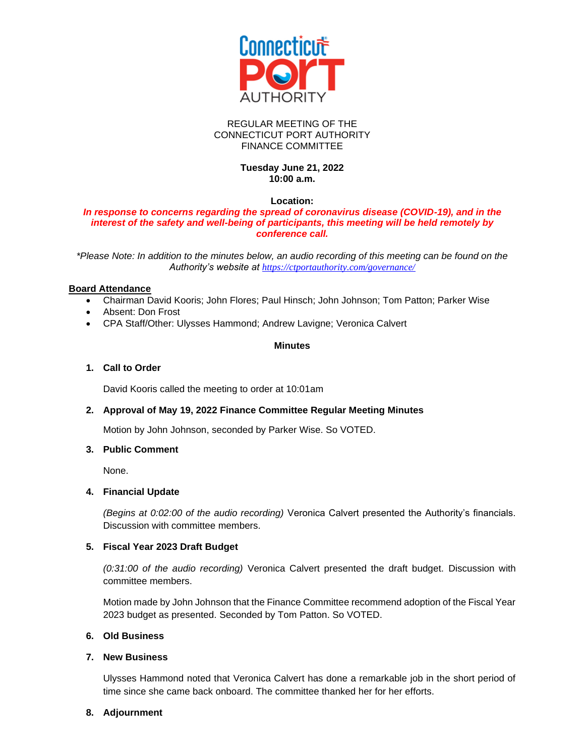REGULAR MEETING OF THE
CONNECTICUT PORT AUTHORITY
FINANCE COMMITTEE

**Tuesday June 21, 2022**
**10:00 a.m.**

**Location:**
***In response to concerns regarding the spread of coronavirus disease (COVID-19), and in the interest of the safety and well-being of participants, this meeting will be held remotely by conference call.***

*\*Please Note: In addition to the minutes below, an audio recording of this meeting can be found on the Authority's website at https://ctportauthority.com/governance/*

**Board Attendance**

- Chairman David Kooris; John Flores; Paul Hinsch; John Johnson; Tom Patton; Parker Wise
- Absent: Don Frost
- CPA Staff/Other: Ulysses Hammond; Andrew Lavigne; Veronica Calvert

**Minutes**

1. **Call to Order**

   David Kooris called the meeting to order at 10:01am

2. **Approval of May 19, 2022 Finance Committee Regular Meeting Minutes**

   Motion by John Johnson, seconded by Parker Wise. So VOTED.

3. **Public Comment**

   None.

4. **Financial Update**

   *(Begins at 0:02:00 of the audio recording)* Veronica Calvert presented the Authority's financials. Discussion with committee members.

5. **Fiscal Year 2023 Draft Budget**

   *(0:31:00 of the audio recording)* Veronica Calvert presented the draft budget. Discussion with committee members.

   Motion made by John Johnson that the Finance Committee recommend adoption of the Fiscal Year 2023 budget as presented. Seconded by Tom Patton. So VOTED.

6. **Old Business**

7. **New Business**

   Ulysses Hammond noted that Veronica Calvert has done a remarkable job in the short period of time since she came back onboard. The committee thanked her for her efforts.

8. **Adjournment**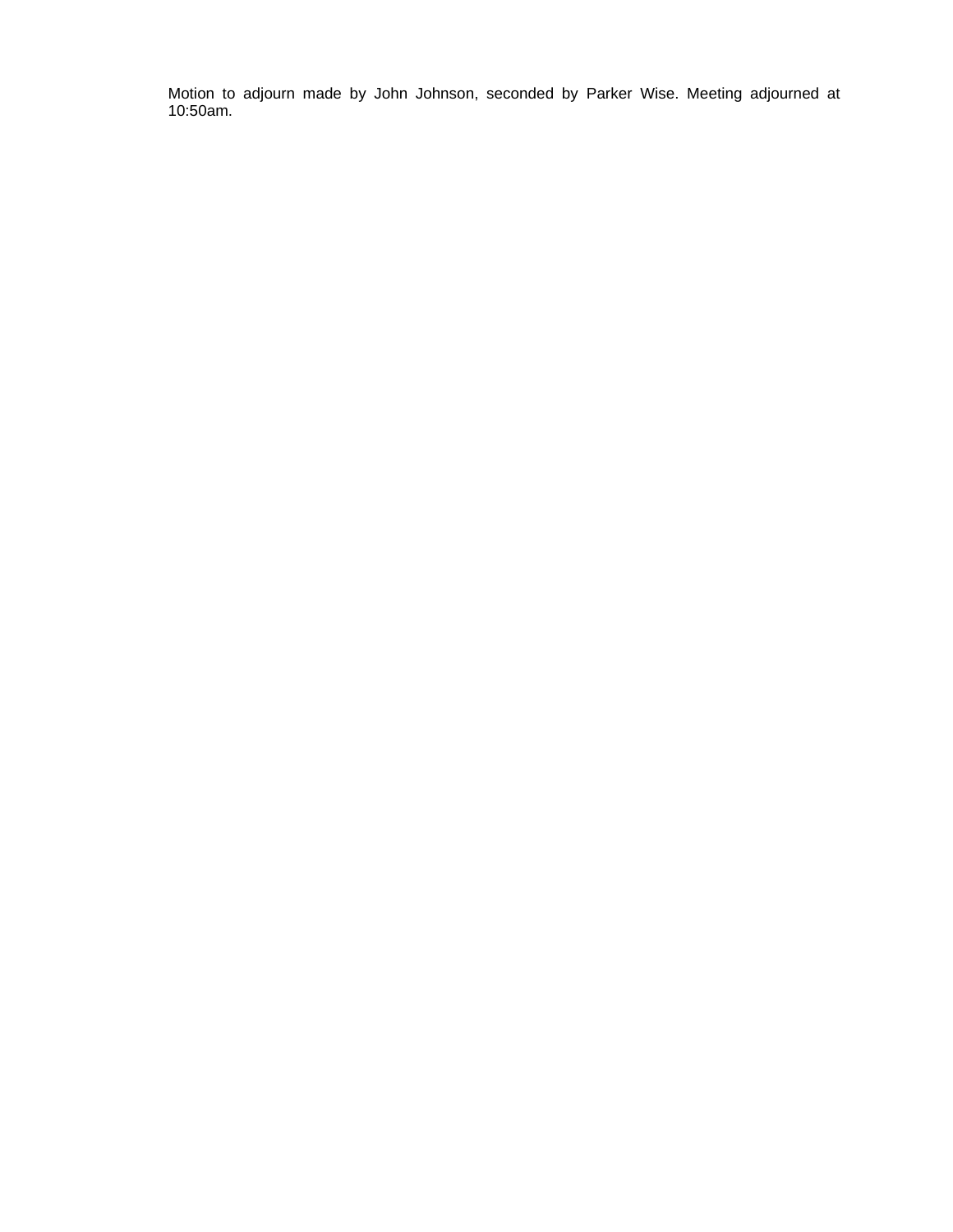Motion to adjourn made by John Johnson, seconded by Parker Wise. Meeting adjourned at 10:50am.